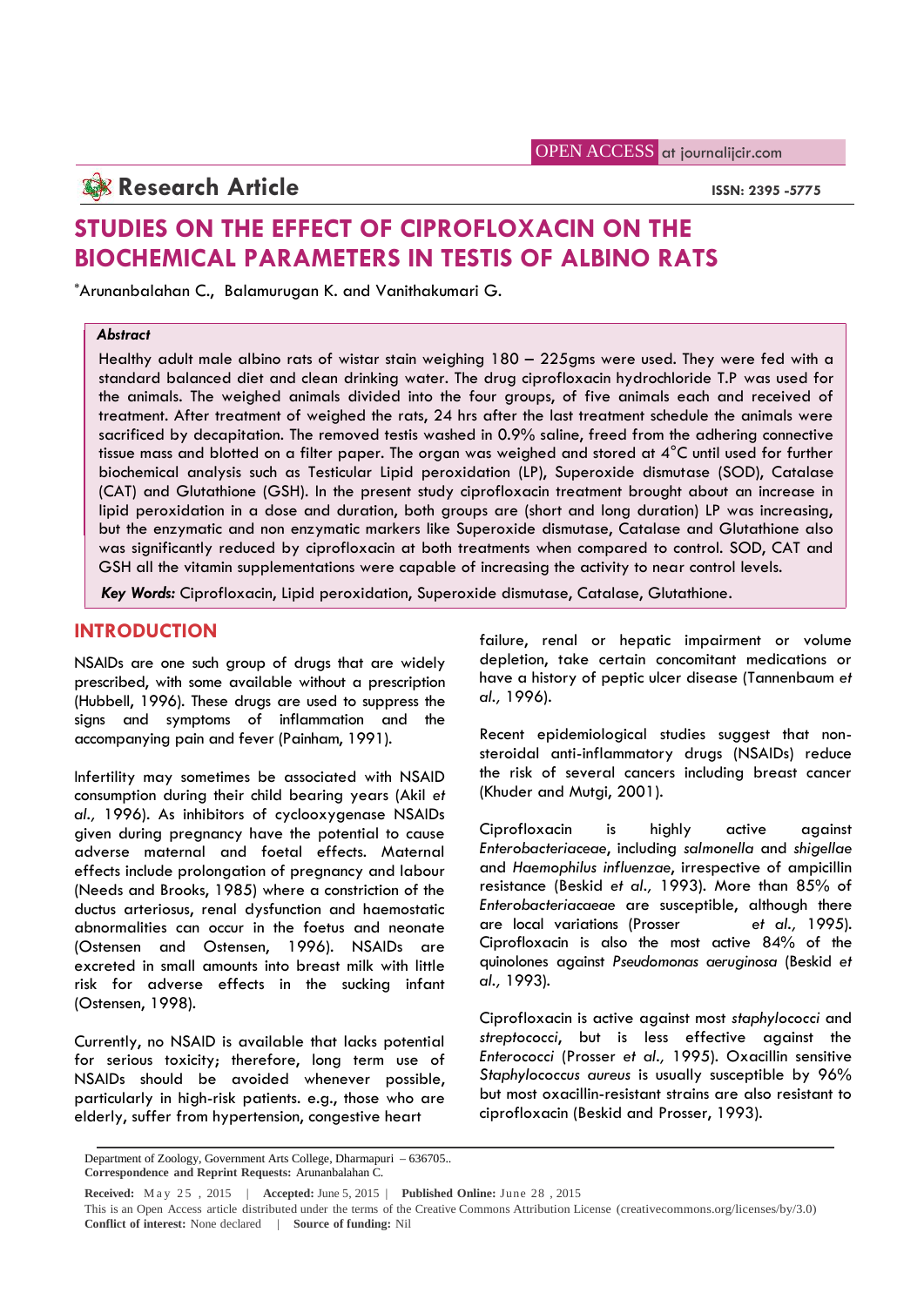OPEN ACCESS at journalijcir.com

**Research Article**

ISSN: 2395 -5775

# STUDIES ON THE EFFECT OF CIPROFLOXACIN ON THE BIOCHEMICAL PARAMETERS IN TESTIS OF ALBINO RATS

*Arunanbalahan C., Balamurugan K. and Vanithakumari G.

***Abstract***

Healthy adult male albino rats of wistar stain weighing 180 – 225gms were used. They were fed with a standard balanced diet and clean drinking water. The drug ciprofloxacin hydrochloride T.P was used for the animals. The weighed animals divided into the four groups, of five animals each and received of treatment. After treatment of weighed the rats, 24 hrs after the last treatment schedule the animals were sacrificed by decapitation. The removed testis washed in 0.9% saline, freed from the adhering connective tissue mass and blotted on a filter paper. The organ was weighed and stored at 4°C until used for further biochemical analysis such as Testicular Lipid peroxidation (LP), Superoxide dismutase (SOD), Catalase (CAT) and Glutathione (GSH). In the present study ciprofloxacin treatment brought about an increase in lipid peroxidation in a dose and duration, both groups are (short and long duration) LP was increasing, but the enzymatic and non enzymatic markers like Superoxide dismutase, Catalase and Glutathione also was significantly reduced by ciprofloxacin at both treatments when compared to control. SOD, CAT and GSH all the vitamin supplementations were capable of increasing the activity to near control levels.

***Key Words:*** Ciprofloxacin, Lipid peroxidation, Superoxide dismutase, Catalase, Glutathione.

## INTRODUCTION

NSAIDs are one such group of drugs that are widely prescribed, with some available without a prescription (Hubbell, 1996). These drugs are used to suppress the signs and symptoms of inflammation and the accompanying pain and fever (Painham, 1991).

Infertility may sometimes be associated with NSAID consumption during their child bearing years (Akil *et al.,* 1996). As inhibitors of cyclooxygenase NSAIDs given during pregnancy have the potential to cause adverse maternal and foetal effects. Maternal effects include prolongation of pregnancy and labour (Needs and Brooks, 1985) where a constriction of the ductus arteriosus, renal dysfunction and haemostatic abnormalities can occur in the foetus and neonate (Ostensen and Ostensen, 1996). NSAIDs are excreted in small amounts into breast milk with little risk for adverse effects in the sucking infant (Ostensen, 1998).

Currently, no NSAID is available that lacks potential for serious toxicity; therefore, long term use of NSAIDs should be avoided whenever possible, particularly in high-risk patients. e.g., those who are elderly, suffer from hypertension, congestive heart failure, renal or hepatic impairment or volume depletion, take certain concomitant medications or have a history of peptic ulcer disease (Tannenbaum *et al.,* 1996).

Recent epidemiological studies suggest that non-steroidal anti-inflammatory drugs (NSAIDs) reduce the risk of several cancers including breast cancer (Khuder and Mutgi, 2001).

Ciprofloxacin is highly active against *Enterobacteriaceae*, including *salmonella* and *shigellae* and *Haemophilus influenzae*, irrespective of ampicillin resistance (Beskid *et al.,* 1993). More than 85% of *Enterobacteriacaeae* are susceptible, although there are local variations (Prosser *et al.,* 1995). Ciprofloxacin is also the most active 84% of the quinolones against *Pseudomonas aeruginosa* (Beskid *et al.,* 1993).

Ciprofloxacin is active against most *staphylococci* and *streptococci*, but is less effective against the *Enterococci* (Prosser *et al.,* 1995). Oxacillin sensitive *Staphylococcus aureus* is usually susceptible by 96% but most oxacillin-resistant strains are also resistant to ciprofloxacin (Beskid and Prosser, 1993).

Department of Zoology, Government Arts College, Dharmapuri – 636705..
**Correspondence and Reprint Requests:** Arunanbalahan C.

**Received:** May 25 , 2015 | **Accepted:** June 5, 2015 | **Published Online:** June 28 , 2015
This is an Open Access article distributed under the terms of the Creative Commons Attribution License (creativecommons.org/licenses/by/3.0)
**Conflict of interest:** None declared | **Source of funding:** Nil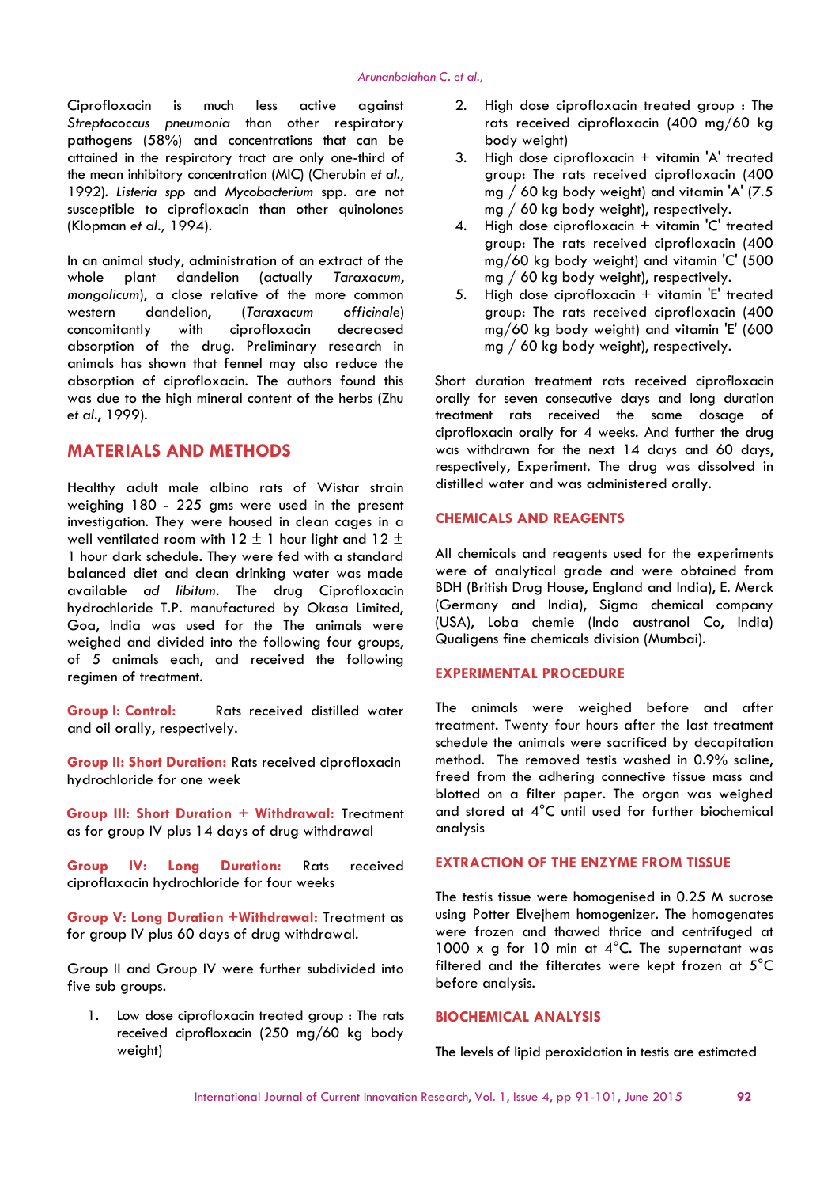Ciprofloxacin is much less active against *Streptococcus pneumonia* than other respiratory pathogens (58%) and concentrations that can be attained in the respiratory tract are only one-third of the mean inhibitory concentration (MIC) (Cherubin *et al.,* 1992). *Listeria spp* and *Mycobacterium* spp. are not susceptible to ciprofloxacin than other quinolones (Klopman *et al.,* 1994).

In an animal study, administration of an extract of the whole plant dandelion (actually *Taraxacum, mongolicum*), a close relative of the more common western dandelion, (*Taraxacum officinale*) concomitantly with ciprofloxacin decreased absorption of the drug. Preliminary research in animals has shown that fennel may also reduce the absorption of ciprofloxacin. The authors found this was due to the high mineral content of the herbs (Zhu *et al*., 1999).

## MATERIALS AND METHODS

Healthy adult male albino rats of Wistar strain weighing 180 - 225 gms were used in the present investigation. They were housed in clean cages in a well ventilated room with 12 ± 1 hour light and 12 ± 1 hour dark schedule. They were fed with a standard balanced diet and clean drinking water was made available *ad libitum*. The drug Ciprofloxacin hydrochloride T.P. manufactured by Okasa Limited, Goa, India was used for the The animals were weighed and divided into the following four groups, of 5 animals each, and received the following regimen of treatment.

**Group I: Control:** Rats received distilled water and oil orally, respectively.

**Group II: Short Duration:** Rats received ciprofloxacin hydrochloride for one week

**Group III: Short Duration + Withdrawal:** Treatment as for group IV plus 14 days of drug withdrawal

**Group IV: Long Duration:** Rats received ciproflaxacin hydrochloride for four weeks

**Group V: Long Duration +Withdrawal:** Treatment as for group IV plus 60 days of drug withdrawal.

Group II and Group IV were further subdivided into five sub groups.

1. Low dose ciprofloxacin treated group : The rats received ciprofloxacin (250 mg/60 kg body weight)
2. High dose ciprofloxacin treated group : The rats received ciprofloxacin (400 mg/60 kg body weight)
3. High dose ciprofloxacin + vitamin 'A' treated group: The rats received ciprofloxacin (400 mg / 60 kg body weight) and vitamin 'A' (7.5 mg / 60 kg body weight), respectively.
4. High dose ciprofloxacin + vitamin 'C' treated group: The rats received ciprofloxacin (400 mg/60 kg body weight) and vitamin 'C' (500 mg / 60 kg body weight), respectively.
5. High dose ciprofloxacin + vitamin 'E' treated group: The rats received ciprofloxacin (400 mg/60 kg body weight) and vitamin 'E' (600 mg / 60 kg body weight), respectively.

Short duration treatment rats received ciprofloxacin orally for seven consecutive days and long duration treatment rats received the same dosage of ciprofloxacin orally for 4 weeks. And further the drug was withdrawn for the next 14 days and 60 days, respectively, Experiment. The drug was dissolved in distilled water and was administered orally.

### CHEMICALS AND REAGENTS

All chemicals and reagents used for the experiments were of analytical grade and were obtained from BDH (British Drug House, England and India), E. Merck (Germany and India), Sigma chemical company (USA), Loba chemie (Indo austranol Co, India) Qualigens fine chemicals division (Mumbai).

### EXPERIMENTAL PROCEDURE

The animals were weighed before and after treatment. Twenty four hours after the last treatment schedule the animals were sacrificed by decapitation method. The removed testis washed in 0.9% saline, freed from the adhering connective tissue mass and blotted on a filter paper. The organ was weighed and stored at 4°C until used for further biochemical analysis

### EXTRACTION OF THE ENZYME FROM TISSUE

The testis tissue were homogenised in 0.25 M sucrose using Potter Elvejhem homogenizer. The homogenates were frozen and thawed thrice and centrifuged at 1000 x g for 10 min at 4°C. The supernatant was filtered and the filterates were kept frozen at 5°C before analysis.

### BIOCHEMICAL ANALYSIS

The levels of lipid peroxidation in testis are estimated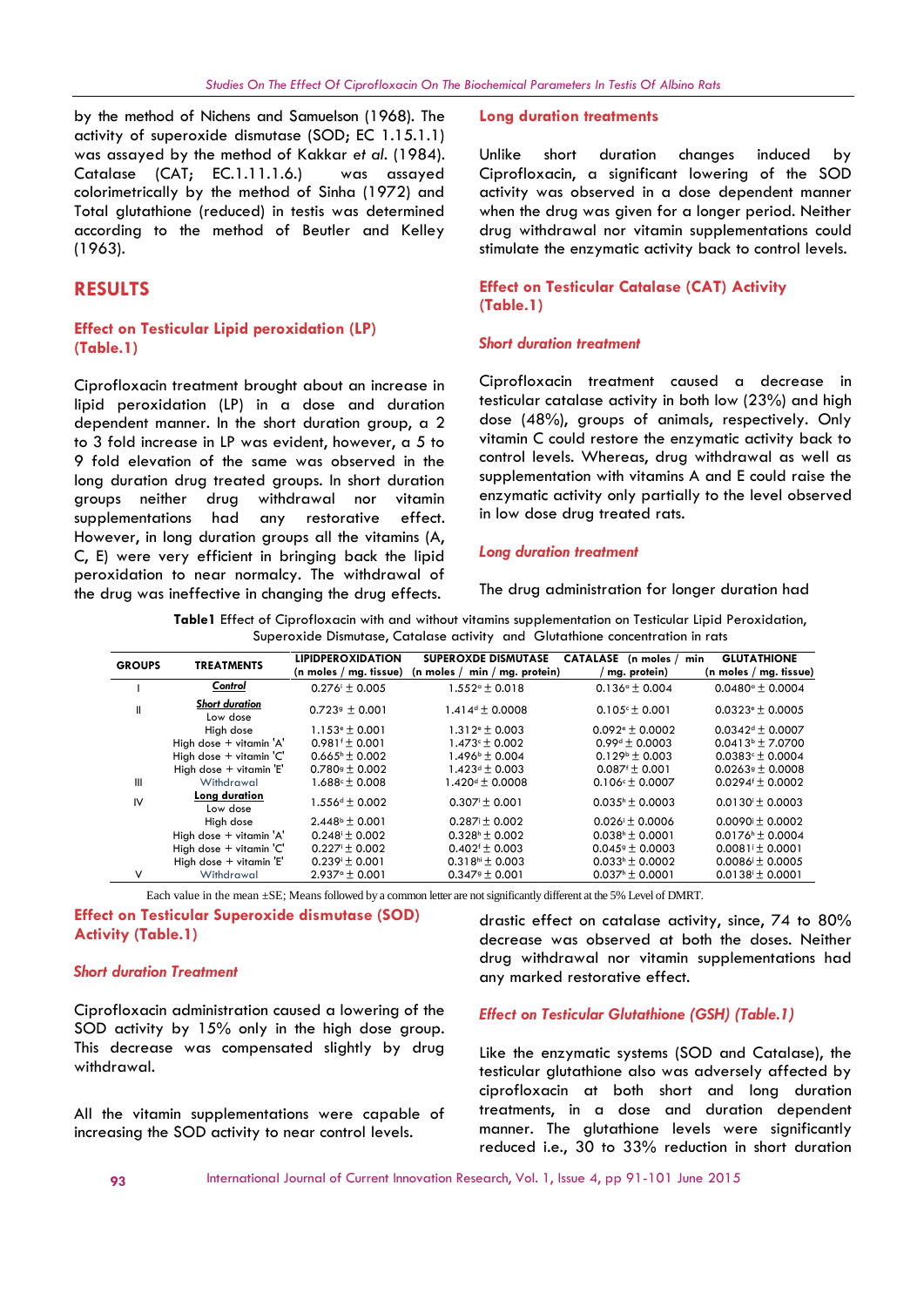by the method of Nichens and Samuelson (1968). The activity of superoxide dismutase (SOD; EC 1.15.1.1) was assayed by the method of Kakkar *et al.* (1984). Catalase (CAT; EC.1.11.1.6.) was assayed colorimetrically by the method of Sinha (1972) and Total glutathione (reduced) in testis was determined according to the method of Beutler and Kelley (1963).

## RESULTS

### Effect on Testicular Lipid peroxidation (LP) (Table.1)

Ciprofloxacin treatment brought about an increase in lipid peroxidation (LP) in a dose and duration dependent manner. In the short duration group, a 2 to 3 fold increase in LP was evident, however, a 5 to 9 fold elevation of the same was observed in the long duration drug treated groups. In short duration groups neither drug withdrawal nor vitamin supplementations had any restorative effect. However, in long duration groups all the vitamins (A, C, E) were very efficient in bringing back the lipid peroxidation to near normalcy. The withdrawal of the drug was ineffective in changing the drug effects.

### Effect on Testicular Superoxide dismutase (SOD) Activity (Table.1)

#### *Short duration Treatment*

Ciprofloxacin administration caused a lowering of the SOD activity by 15% only in the high dose group. This decrease was compensated slightly by drug withdrawal.

All the vitamin supplementations were capable of increasing the SOD activity to near control levels.

#### Long duration treatments

Unlike short duration changes induced by Ciprofloxacin, a significant lowering of the SOD activity was observed in a dose dependent manner when the drug was given for a longer period. Neither drug withdrawal nor vitamin supplementations could stimulate the enzymatic activity back to control levels.

### Effect on Testicular Catalase (CAT) Activity (Table.1)

#### *Short duration treatment*

Ciprofloxacin treatment caused a decrease in testicular catalase activity in both low (23%) and high dose (48%), groups of animals, respectively. Only vitamin C could restore the enzymatic activity back to control levels. Whereas, drug withdrawal as well as supplementation with vitamins A and E could raise the enzymatic activity only partially to the level observed in low dose drug treated rats.

#### *Long duration treatment*

The drug administration for longer duration had drastic effect on catalase activity, since, 74 to 80% decrease was observed at both the doses. Neither drug withdrawal nor vitamin supplementations had any marked restorative effect.

**Table1** Effect of Ciprofloxacin with and without vitamins supplementation on Testicular Lipid Peroxidation, Superoxide Dismutase, Catalase activity and Glutathione concentration in rats

| GROUPS | TREATMENTS | LIPIDPEROXIDATION (n moles / mg. tissue) | SUPEROXDE DISMUTASE (n moles / min / mg. protein) | CATALASE (n moles / min / mg. protein) | GLUTATHIONE (n moles / mg. tissue) |
|---|---|---|---|---|---|
| I | Control | 0.276[i] ± 0.005 | 1.552[a] ± 0.018 | 0.136[a] ± 0.004 | 0.0480[a] ± 0.0004 |
| II | Short duration Low dose | 0.723[g] ± 0.001 | 1.414[d] ± 0.0008 | 0.105[c] ± 0.001 | 0.0323[e] ± 0.0005 |
| | High dose | 1.153[e] ± 0.001 | 1.312[e] ± 0.003 | 0.092[e] ± 0.0002 | 0.0342[d] ± 0.0007 |
| | High dose + vitamin 'A' | 0.981[f] ± 0.001 | 1.473[c] ± 0.002 | 0.99[d] ± 0.0003 | 0.0413[b] ± 7.0700 |
| | High dose + vitamin 'C' | 0.665[h] ± 0.002 | 1.496[b] ± 0.004 | 0.129[b] ± 0.003 | 0.0383[c] ± 0.0004 |
| | High dose + vitamin 'E' | 0.780[g] ± 0.002 | 1.423[d] ± 0.003 | 0.087[f] ± 0.001 | 0.0263[g] ± 0.0008 |
| III | Withdrawal | 1.688[c] ± 0.008 | 1.420[d] ± 0.0008 | 0.106[c] ± 0.0007 | 0.0294[f] ± 0.0002 |
| IV | Long duration Low dose | 1.556[d] ± 0.002 | 0.307[i] ± 0.001 | 0.035[h] ± 0.0003 | 0.0130[i] ± 0.0003 |
| | High dose | 2.448[b] ± 0.001 | 0.287[i] ± 0.002 | 0.026[i] ± 0.0006 | 0.0090[j] ± 0.0002 |
| | High dose + vitamin 'A' | 0.248[i] ± 0.002 | 0.328[h] ± 0.002 | 0.038[h] ± 0.0001 | 0.0176[h] ± 0.0004 |
| | High dose + vitamin 'C' | 0.227[i] ± 0.002 | 0.402[f] ± 0.003 | 0.045[g] ± 0.0003 | 0.0081[j] ± 0.0001 |
| | High dose + vitamin 'E' | 0.239[i] ± 0.001 | 0.318[hi] ± 0.003 | 0.033[h] ± 0.0002 | 0.0086[j] ± 0.0005 |
| V | Withdrawal | 2.937[a] ± 0.001 | 0.347[g] ± 0.001 | 0.037[h] ± 0.0001 | 0.0138[i] ± 0.0001 |

Each value in the mean ±SE; Means followed by a common letter are not significantly different at the 5% Level of DMRT.

### *Effect on Testicular Glutathione (GSH) (Table.1)*

Like the enzymatic systems (SOD and Catalase), the testicular glutathione also was adversely affected by ciprofloxacin at both short and long duration treatments, in a dose and duration dependent manner. The glutathione levels were significantly reduced i.e., 30 to 33% reduction in short duration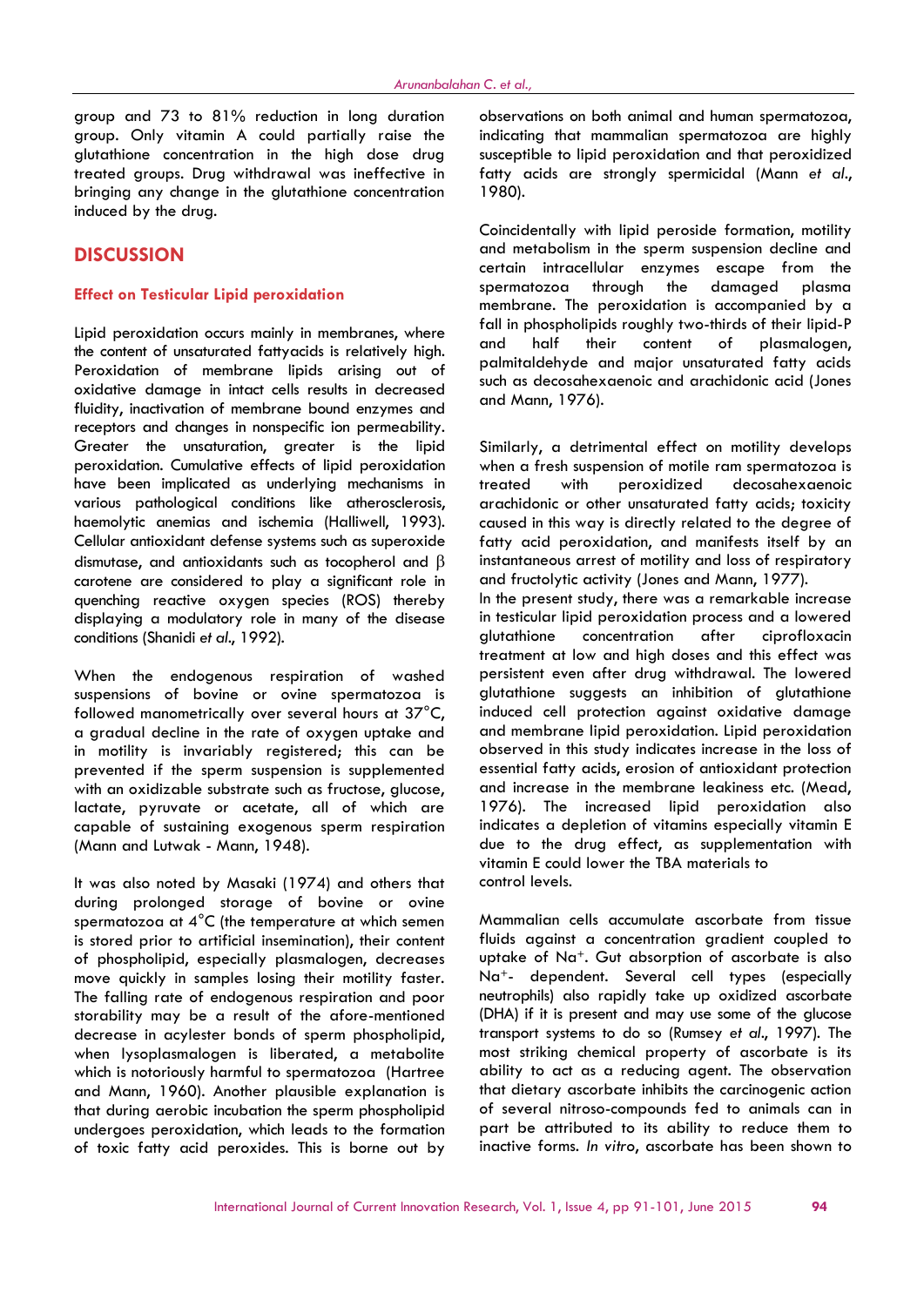group and 73 to 81% reduction in long duration group. Only vitamin A could partially raise the glutathione concentration in the high dose drug treated groups. Drug withdrawal was ineffective in bringing any change in the glutathione concentration induced by the drug.

## DISCUSSION

### Effect on Testicular Lipid peroxidation

Lipid peroxidation occurs mainly in membranes, where the content of unsaturated fattyacids is relatively high. Peroxidation of membrane lipids arising out of oxidative damage in intact cells results in decreased fluidity, inactivation of membrane bound enzymes and receptors and changes in nonspecific ion permeability. Greater the unsaturation, greater is the lipid peroxidation. Cumulative effects of lipid peroxidation have been implicated as underlying mechanisms in various pathological conditions like atherosclerosis, haemolytic anemias and ischemia (Halliwell, 1993). Cellular antioxidant defense systems such as superoxide dismutase, and antioxidants such as tocopherol and β carotene are considered to play a significant role in quenching reactive oxygen species (ROS) thereby displaying a modulatory role in many of the disease conditions (Shanidi *et al*., 1992).

When the endogenous respiration of washed suspensions of bovine or ovine spermatozoa is followed manometrically over several hours at 37°C, a gradual decline in the rate of oxygen uptake and in motility is invariably registered; this can be prevented if the sperm suspension is supplemented with an oxidizable substrate such as fructose, glucose, lactate, pyruvate or acetate, all of which are capable of sustaining exogenous sperm respiration (Mann and Lutwak - Mann, 1948).

It was also noted by Masaki (1974) and others that during prolonged storage of bovine or ovine spermatozoa at 4°C (the temperature at which semen is stored prior to artificial insemination), their content of phospholipid, especially plasmalogen, decreases move quickly in samples losing their motility faster. The falling rate of endogenous respiration and poor storability may be a result of the afore-mentioned decrease in acylester bonds of sperm phospholipid, when lysoplasmalogen is liberated, a metabolite which is notoriously harmful to spermatozoa (Hartree and Mann, 1960). Another plausible explanation is that during aerobic incubation the sperm phospholipid undergoes peroxidation, which leads to the formation of toxic fatty acid peroxides. This is borne out by observations on both animal and human spermatozoa, indicating that mammalian spermatozoa are highly susceptible to lipid peroxidation and that peroxidized fatty acids are strongly spermicidal (Mann *et al*., 1980).

Coincidentally with lipid peroside formation, motility and metabolism in the sperm suspension decline and certain intracellular enzymes escape from the spermatozoa through the damaged plasma membrane. The peroxidation is accompanied by a fall in phospholipids roughly two-thirds of their lipid-P and half their content of plasmalogen, palmitaldehyde and major unsaturated fatty acids such as decosahexaenoic and arachidonic acid (Jones and Mann, 1976).

Similarly, a detrimental effect on motility develops when a fresh suspension of motile ram spermatozoa is treated with peroxidized decosahexaenoic arachidonic or other unsaturated fatty acids; toxicity caused in this way is directly related to the degree of fatty acid peroxidation, and manifests itself by an instantaneous arrest of motility and loss of respiratory and fructolytic activity (Jones and Mann, 1977).

In the present study, there was a remarkable increase in testicular lipid peroxidation process and a lowered glutathione concentration after ciprofloxacin treatment at low and high doses and this effect was persistent even after drug withdrawal. The lowered glutathione suggests an inhibition of glutathione induced cell protection against oxidative damage and membrane lipid peroxidation. Lipid peroxidation observed in this study indicates increase in the loss of essential fatty acids, erosion of antioxidant protection and increase in the membrane leakiness etc. (Mead, 1976). The increased lipid peroxidation also indicates a depletion of vitamins especially vitamin E due to the drug effect, as supplementation with vitamin E could lower the TBA materials to control levels.

Mammalian cells accumulate ascorbate from tissue fluids against a concentration gradient coupled to uptake of $Na^+$. Gut absorption of ascorbate is also $Na^+$- dependent. Several cell types (especially neutrophils) also rapidly take up oxidized ascorbate (DHA) if it is present and may use some of the glucose transport systems to do so (Rumsey *et al*., 1997). The most striking chemical property of ascorbate is its ability to act as a reducing agent. The observation that dietary ascorbate inhibits the carcinogenic action of several nitroso-compounds fed to animals can in part be attributed to its ability to reduce them to inactive forms. *In vitro*, ascorbate has been shown to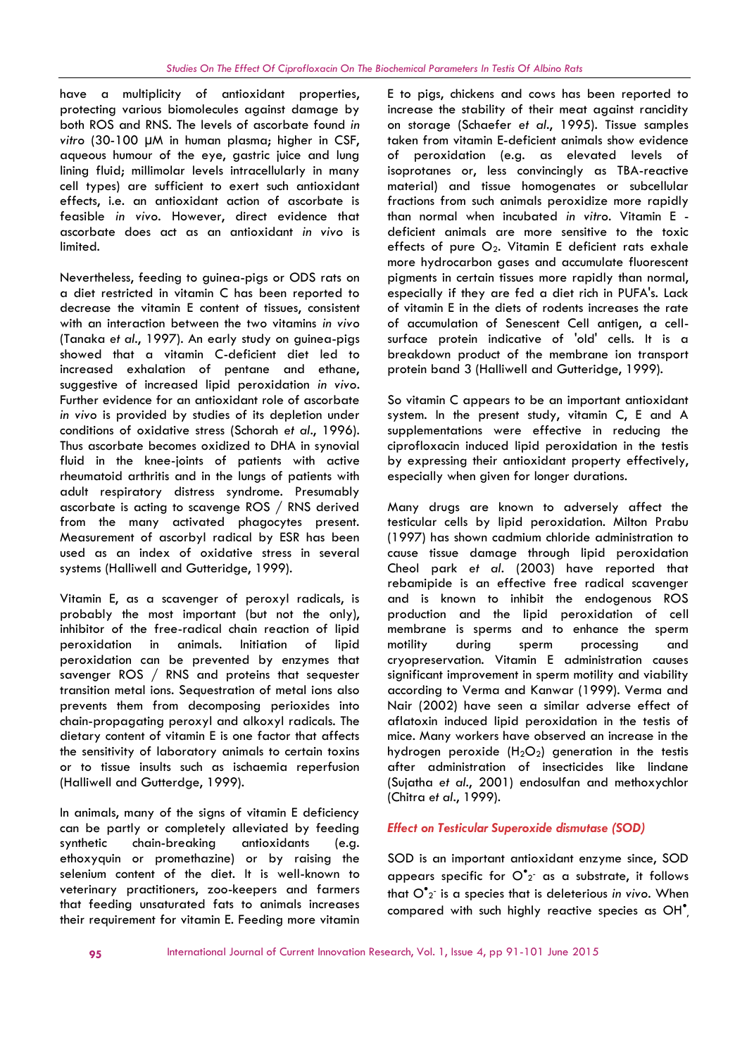have a multiplicity of antioxidant properties, protecting various biomolecules against damage by both ROS and RNS. The levels of ascorbate found *in vitro* (30-100 μM in human plasma; higher in CSF, aqueous humour of the eye, gastric juice and lung lining fluid; millimolar levels intracellularly in many cell types) are sufficient to exert such antioxidant effects, i.e. an antioxidant action of ascorbate is feasible *in vivo*. However, direct evidence that ascorbate does act as an antioxidant *in vivo* is limited.

Nevertheless, feeding to guinea-pigs or ODS rats on a diet restricted in vitamin C has been reported to decrease the vitamin E content of tissues, consistent with an interaction between the two vitamins *in vivo* (Tanaka *et al*., 1997). An early study on guinea-pigs showed that a vitamin C-deficient diet led to increased exhalation of pentane and ethane, suggestive of increased lipid peroxidation *in vivo*. Further evidence for an antioxidant role of ascorbate *in vivo* is provided by studies of its depletion under conditions of oxidative stress (Schorah *et al*., 1996). Thus ascorbate becomes oxidized to DHA in synovial fluid in the knee-joints of patients with active rheumatoid arthritis and in the lungs of patients with adult respiratory distress syndrome. Presumably ascorbate is acting to scavenge ROS / RNS derived from the many activated phagocytes present. Measurement of ascorbyl radical by ESR has been used as an index of oxidative stress in several systems (Halliwell and Gutteridge, 1999).

Vitamin E, as a scavenger of peroxyl radicals, is probably the most important (but not the only), inhibitor of the free-radical chain reaction of lipid peroxidation in animals. Initiation of lipid peroxidation can be prevented by enzymes that savenger ROS / RNS and proteins that sequester transition metal ions. Sequestration of metal ions also prevents them from decomposing perioxides into chain-propagating peroxyl and alkoxyl radicals. The dietary content of vitamin E is one factor that affects the sensitivity of laboratory animals to certain toxins or to tissue insults such as ischaemia reperfusion (Halliwell and Gutterdge, 1999).

In animals, many of the signs of vitamin E deficiency can be partly or completely alleviated by feeding synthetic chain-breaking antioxidants (e.g. ethoxyquin or promethazine) or by raising the selenium content of the diet. It is well-known to veterinary practitioners, zoo-keepers and farmers that feeding unsaturated fats to animals increases their requirement for vitamin E. Feeding more vitamin E to pigs, chickens and cows has been reported to increase the stability of their meat against rancidity on storage (Schaefer *et al*., 1995). Tissue samples taken from vitamin E-deficient animals show evidence of peroxidation (e.g. as elevated levels of isoprotanes or, less convincingly as TBA-reactive material) and tissue homogenates or subcellular fractions from such animals peroxidize more rapidly than normal when incubated *in vitro*. Vitamin E - deficient animals are more sensitive to the toxic effects of pure $O_2$. Vitamin E deficient rats exhale more hydrocarbon gases and accumulate fluorescent pigments in certain tissues more rapidly than normal, especially if they are fed a diet rich in PUFA's. Lack of vitamin E in the diets of rodents increases the rate of accumulation of Senescent Cell antigen, a cell-surface protein indicative of 'old' cells. It is a breakdown product of the membrane ion transport protein band 3 (Halliwell and Gutteridge, 1999).

So vitamin C appears to be an important antioxidant system. In the present study, vitamin C, E and A supplementations were effective in reducing the ciprofloxacin induced lipid peroxidation in the testis by expressing their antioxidant property effectively, especially when given for longer durations.

Many drugs are known to adversely affect the testicular cells by lipid peroxidation. Milton Prabu (1997) has shown cadmium chloride administration to cause tissue damage through lipid peroxidation Cheol park *et al*. (2003) have reported that rebamipide is an effective free radical scavenger and is known to inhibit the endogenous ROS production and the lipid peroxidation of cell membrane is sperms and to enhance the sperm motility during sperm processing and cryopreservation. Vitamin E administration causes significant improvement in sperm motility and viability according to Verma and Kanwar (1999). Verma and Nair (2002) have seen a similar adverse effect of aflatoxin induced lipid peroxidation in the testis of mice. Many workers have observed an increase in the hydrogen peroxide ($H_2O_2$) generation in the testis after administration of insecticides like lindane (Sujatha *et al*., 2001) endosulfan and methoxychlor (Chitra *et al*., 1999).

### *Effect on Testicular Superoxide dismutase (SOD)*

SOD is an important antioxidant enzyme since, SOD appears specific for $O_2^{\bullet -}$ as a substrate, it follows that $O_2^{\bullet -}$ is a species that is deleterious *in vivo*. When compared with such highly reactive species as $OH^{\bullet}$,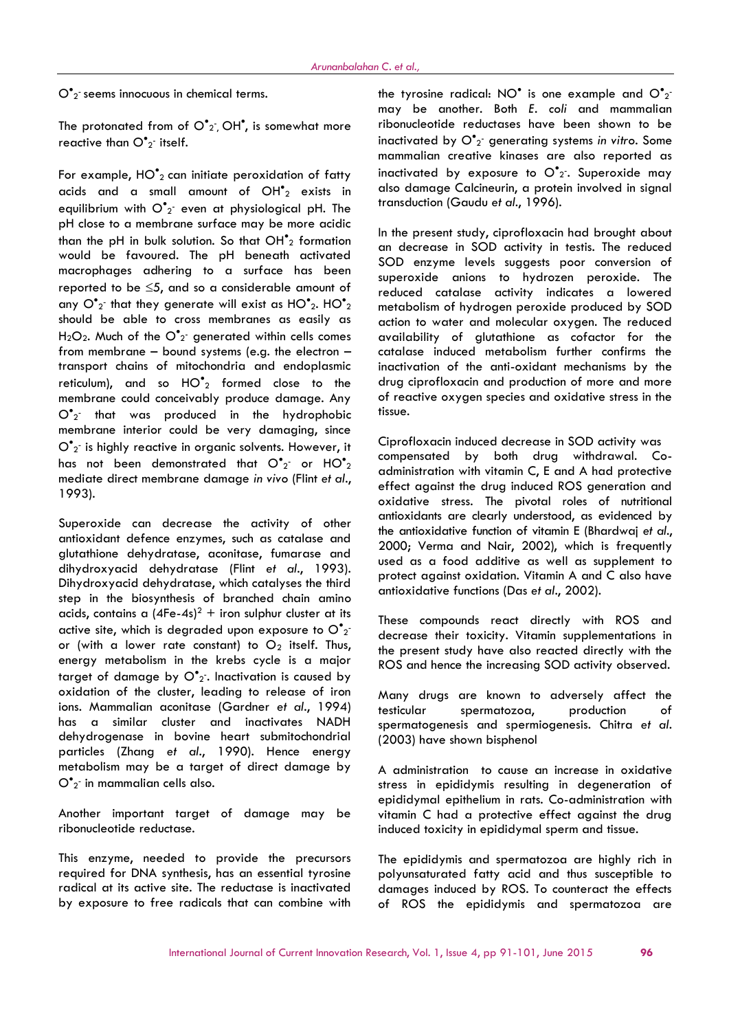$O^{\bullet}_2{}^-$ seems innocuous in chemical terms.

The protonated from of $O^{\bullet}_2{}^-$, $OH^{\bullet}$, is somewhat more reactive than $O^{\bullet}_2{}^-$ itself.

For example, $HO^{\bullet}_2$ can initiate peroxidation of fatty acids and a small amount of $OH^{\bullet}_2$ exists in equilibrium with $O^{\bullet}_2{}^-$ even at physiological pH. The pH close to a membrane surface may be more acidic than the pH in bulk solution. So that $OH^{\bullet}_2$ formation would be favoured. The pH beneath activated macrophages adhering to a surface has been reported to be ≤5, and so a considerable amount of any $O^{\bullet}_2{}^-$ that they generate will exist as $HO^{\bullet}_2$. $HO^{\bullet}_2$ should be able to cross membranes as easily as $H_2O_2$. Much of the $O^{\bullet}_2{}^-$ generated within cells comes from membrane – bound systems (e.g. the electron – transport chains of mitochondria and endoplasmic reticulum), and so $HO^{\bullet}_2$ formed close to the membrane could conceivably produce damage. Any $O^{\bullet}_2{}^-$ that was produced in the hydrophobic membrane interior could be very damaging, since $O^{\bullet}_2{}^-$ is highly reactive in organic solvents. However, it has not been demonstrated that $O^{\bullet}_2{}^-$ or $HO^{\bullet}_2$ mediate direct membrane damage *in vivo* (Flint *et al*., 1993).

Superoxide can decrease the activity of other antioxidant defence enzymes, such as catalase and glutathione dehydratase, aconitase, fumarase and dihydroxyacid dehydratase (Flint *et al*., 1993). Dihydroxyacid dehydratase, which catalyses the third step in the biosynthesis of branched chain amino acids, contains a $(4Fe\text{-}4s)^2+$ iron sulphur cluster at its active site, which is degraded upon exposure to $O^{\bullet}_2{}^-$ or (with a lower rate constant) to $O_2$ itself. Thus, energy metabolism in the krebs cycle is a major target of damage by $O^{\bullet}_2{}^-$. Inactivation is caused by oxidation of the cluster, leading to release of iron ions. Mammalian aconitase (Gardner *et al*., 1994) has a similar cluster and inactivates NADH dehydrogenase in bovine heart submitochondrial particles (Zhang *et al*., 1990). Hence energy metabolism may be a target of direct damage by $O^{\bullet}_2{}^-$ in mammalian cells also.

Another important target of damage may be ribonucleotide reductase.

This enzyme, needed to provide the precursors required for DNA synthesis, has an essential tyrosine radical at its active site. The reductase is inactivated by exposure to free radicals that can combine with the tyrosine radical: $NO^{\bullet}$ is one example and $O^{\bullet}_2{}^-$ may be another. Both *E. coli* and mammalian ribonucleotide reductases have been shown to be inactivated by $O^{\bullet}_2{}^-$ generating systems *in vitro*. Some mammalian creative kinases are also reported as inactivated by exposure to $O^{\bullet}_2{}^-$. Superoxide may also damage Calcineurin, a protein involved in signal transduction (Gaudu *et al*., 1996).

In the present study, ciprofloxacin had brought about an decrease in SOD activity in testis. The reduced SOD enzyme levels suggests poor conversion of superoxide anions to hydrozen peroxide. The reduced catalase activity indicates a lowered metabolism of hydrogen peroxide produced by SOD action to water and molecular oxygen. The reduced availability of glutathione as cofactor for the catalase induced metabolism further confirms the inactivation of the anti-oxidant mechanisms by the drug ciprofloxacin and production of more and more of reactive oxygen species and oxidative stress in the tissue.

Ciprofloxacin induced decrease in SOD activity was compensated by both drug withdrawal. Co-administration with vitamin C, E and A had protective effect against the drug induced ROS generation and oxidative stress. The pivotal roles of nutritional antioxidants are clearly understood, as evidenced by the antioxidative function of vitamin E (Bhardwaj *et al*., 2000; Verma and Nair, 2002), which is frequently used as a food additive as well as supplement to protect against oxidation. Vitamin A and C also have antioxidative functions (Das *et al*., 2002).

These compounds react directly with ROS and decrease their toxicity. Vitamin supplementations in the present study have also reacted directly with the ROS and hence the increasing SOD activity observed.

Many drugs are known to adversely affect the testicular spermatozoa, production of spermatogenesis and spermiogenesis. Chitra *et al*. (2003) have shown bisphenol

A administration to cause an increase in oxidative stress in epididymis resulting in degeneration of epididymal epithelium in rats. Co-administration with vitamin C had a protective effect against the drug induced toxicity in epididymal sperm and tissue.

The epididymis and spermatozoa are highly rich in polyunsaturated fatty acid and thus susceptible to damages induced by ROS. To counteract the effects of ROS the epididymis and spermatozoa are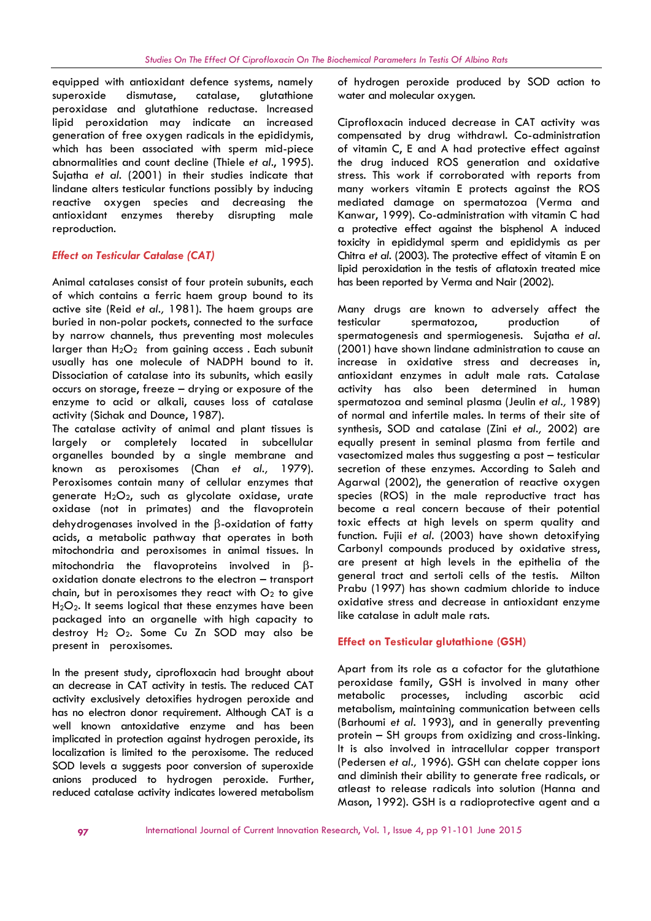equipped with antioxidant defence systems, namely superoxide dismutase, catalase, glutathione peroxidase and glutathione reductase. Increased lipid peroxidation may indicate an increased generation of free oxygen radicals in the epididymis, which has been associated with sperm mid-piece abnormalities and count decline (Thiele *et al*., 1995). Sujatha *et al*. (2001) in their studies indicate that lindane alters testicular functions possibly by inducing reactive oxygen species and decreasing the antioxidant enzymes thereby disrupting male reproduction.

### *Effect on Testicular Catalase (CAT)*

Animal catalases consist of four protein subunits, each of which contains a ferric haem group bound to its active site (Reid *et al.,* 1981). The haem groups are buried in non-polar pockets, connected to the surface by narrow channels, thus preventing most molecules larger than $H_2O_2$ from gaining access . Each subunit usually has one molecule of NADPH bound to it. Dissociation of catalase into its subunits, which easily occurs on storage, freeze – drying or exposure of the enzyme to acid or alkali, causes loss of catalase activity (Sichak and Dounce, 1987).

The catalase activity of animal and plant tissues is largely or completely located in subcellular organelles bounded by a single membrane and known as peroxisomes (Chan *et al.,* 1979). Peroxisomes contain many of cellular enzymes that generate $H_2O_2$, such as glycolate oxidase, urate oxidase (not in primates) and the flavoprotein dehydrogenases involved in the β-oxidation of fatty acids, a metabolic pathway that operates in both mitochondria and peroxisomes in animal tissues. In mitochondria the flavoproteins involved in β-oxidation donate electrons to the electron – transport chain, but in peroxisomes they react with $O_2$ to give $H_2O_2$. It seems logical that these enzymes have been packaged into an organelle with high capacity to destroy $H_2O_2$. Some Cu Zn SOD may also be present in peroxisomes.

In the present study, ciprofloxacin had brought about an decrease in CAT activity in testis. The reduced CAT activity exclusively detoxifies hydrogen peroxide and has no electron donor requirement. Although CAT is a well known antioxidative enzyme and has been implicated in protection against hydrogen peroxide, its localization is limited to the peroxisome. The reduced SOD levels a suggests poor conversion of superoxide anions produced to hydrogen peroxide. Further, reduced catalase activity indicates lowered metabolism of hydrogen peroxide produced by SOD action to water and molecular oxygen.

Ciprofloxacin induced decrease in CAT activity was compensated by drug withdrawl. Co-administration of vitamin C, E and A had protective effect against the drug induced ROS generation and oxidative stress. This work if corroborated with reports from many workers vitamin E protects against the ROS mediated damage on spermatozoa (Verma and Kanwar, 1999). Co-administration with vitamin C had a protective effect against the bisphenol A induced toxicity in epididymal sperm and epididymis as per Chitra *et al*. (2003). The protective effect of vitamin E on lipid peroxidation in the testis of aflatoxin treated mice has been reported by Verma and Nair (2002).

Many drugs are known to adversely affect the testicular spermatozoa, production of spermatogenesis and spermiogenesis. Sujatha *et al*. (2001) have shown lindane administration to cause an increase in oxidative stress and decreases in, antioxidant enzymes in adult male rats. Catalase activity has also been determined in human spermatozoa and seminal plasma (Jeulin *et al.,* 1989) of normal and infertile males. In terms of their site of synthesis, SOD and catalase (Zini *et al.,* 2002) are equally present in seminal plasma from fertile and vasectomized males thus suggesting a post – testicular secretion of these enzymes. According to Saleh and Agarwal (2002), the generation of reactive oxygen species (ROS) in the male reproductive tract has become a real concern because of their potential toxic effects at high levels on sperm quality and function. Fujii *et al*. (2003) have shown detoxifying Carbonyl compounds produced by oxidative stress, are present at high levels in the epithelia of the general tract and sertoli cells of the testis. Milton Prabu (1997) has shown cadmium chloride to induce oxidative stress and decrease in antioxidant enzyme like catalase in adult male rats.

### Effect on Testicular glutathione (GSH)

Apart from its role as a cofactor for the glutathione peroxidase family, GSH is involved in many other metabolic processes, including ascorbic acid metabolism, maintaining communication between cells (Barhoumi *et al*. 1993), and in generally preventing protein – SH groups from oxidizing and cross-linking. It is also involved in intracellular copper transport (Pedersen *et al.,* 1996). GSH can chelate copper ions and diminish their ability to generate free radicals, or atleast to release radicals into solution (Hanna and Mason, 1992). GSH is a radioprotective agent and a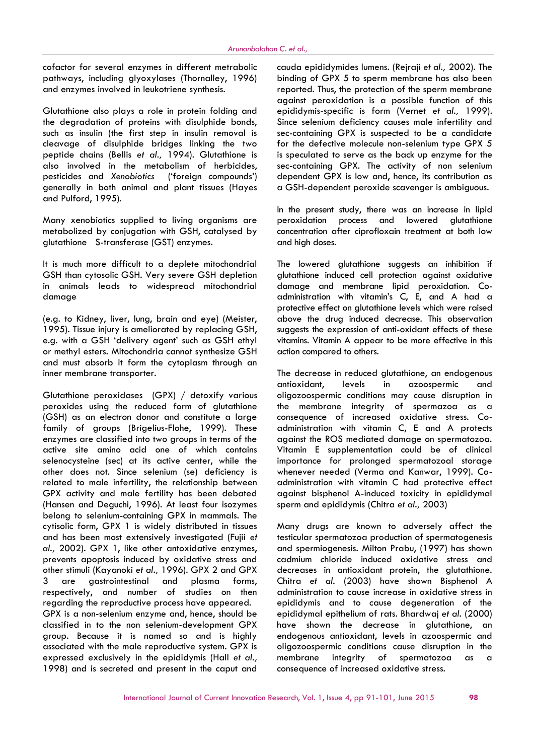cofactor for several enzymes in different metrabolic pathways, including glyoxylases (Thornalley, 1996) and enzymes involved in leukotriene synthesis.

Glutathione also plays a role in protein folding and the degradation of proteins with disulphide bonds, such as insulin (the first step in insulin removal is cleavage of disulphide bridges linking the two peptide chains (Bellis *et al.,* 1994). Glutathione is also involved in the metabolism of herbicides, pesticides and *Xenobiotics* ('foreign compounds') generally in both animal and plant tissues (Hayes and Pulford, 1995).

Many xenobiotics supplied to living organisms are metabolized by conjugation with GSH, catalysed by glutathione S-transferase (GST) enzymes.

It is much more difficult to a deplete mitochondrial GSH than cytosolic GSH. Very severe GSH depletion in animals leads to widespread mitochondrial damage

(e.g. to Kidney, liver, lung, brain and eye) (Meister, 1995). Tissue injury is ameliorated by replacing GSH, e.g. with a GSH 'delivery agent' such as GSH ethyl or methyl esters. Mitochondria cannot synthesize GSH and must absorb it form the cytoplasm through an inner membrane transporter.

Glutathione peroxidases (GPX) / detoxify various peroxides using the reduced form of glutathione (GSH) as an electron donor and constitute a large family of groups (Brigelius-Flohe, 1999). These enzymes are classified into two groups in terms of the active site amino acid one of which contains selenocysteine (sec) at its active center, while the other does not. Since selenium (se) deficiency is related to male infertility, the relationship between GPX activity and male fertility has been debated (Hansen and Deguchi, 1996). At least four isozymes belong to selenium-containing GPX in mammals. The cytisolic form, GPX 1 is widely distributed in tissues and has been most extensively investigated (Fujii *et al.,* 2002). GPX 1, like other antoxidative enzymes, prevents apoptosis induced by oxidative stress and other stimuli (Kayanoki *et al.,* 1996). GPX 2 and GPX 3 are gastrointestinal and plasma forms, respectively, and number of studies on then regarding the reproductive process have appeared. GPX is a non-selenium enzyme and, hence, should be classified in to the non selenium-development GPX group. Because it is named so and is highly associated with the male reproductive system. GPX is expressed exclusively in the epididymis (Hall *et al.,* 1998) and is secreted and present in the caput and cauda epididymides lumens. (Rejraji *et al.,* 2002). The binding of GPX 5 to sperm membrane has also been reported. Thus, the protection of the sperm membrane against peroxidation is a possible function of this epididymis-specific is form (Vernet *et al.,* 1999). Since selenium deficiency causes male infertility and sec-containing GPX is suspected to be a candidate for the defective molecule non-selenium type GPX 5 is speculated to serve as the back up enzyme for the sec-containing GPX. The activity of non selenium dependent GPX is low and, hence, its contribution as a GSH-dependent peroxide scavenger is ambiguous.

In the present study, there was an increase in lipid peroxidation process and lowered glutathione concentration after ciprofloxain treatment at both low and high doses.

The lowered glutathione suggests an inhibition if glutathione induced cell protection against oxidative damage and membrane lipid peroxidation. Co-administration with vitamin's C, E, and A had a protective effect on glutathione levels which were raised above the drug induced decrease. This observation suggests the expression of anti-oxidant effects of these vitamins. Vitamin A appear to be more effective in this action compared to others.

The decrease in reduced glutathione, an endogenous antioxidant, levels in azoospermic and oligozoospermic conditions may cause disruption in the membrane integrity of spermazoa as a consequence of increased oxidative stress. Co-administration with vitamin C, E and A protects against the ROS mediated damage on spermatozoa. Vitamin E supplementation could be of clinical importance for prolonged spermatozoal storage whenever needed (Verma and Kanwar, 1999). Co-administration with vitamin C had protective effect against bisphenol A-induced toxicity in epididymal sperm and epididymis (Chitra *et al.,* 2003)

Many drugs are known to adversely affect the testicular spermatozoa production of spermatogenesis and spermiogenesis. Milton Prabu, (1997) has shown cadmium chloride induced oxidative stress and decreases in antioxidant protein, the glutathione. Chitra *et al.* (2003) have shown Bisphenol A administration to cause increase in oxidative stress in epididymis and to cause degeneration of the epididymal epithelium of rats. Bhardwaj *et al.* (2000) have shown the decrease in glutathione, an endogenous antioxidant, levels in azoospermic and oligozoospermic conditions cause disruption in the membrane integrity of spermatozoa as a consequence of increased oxidative stress.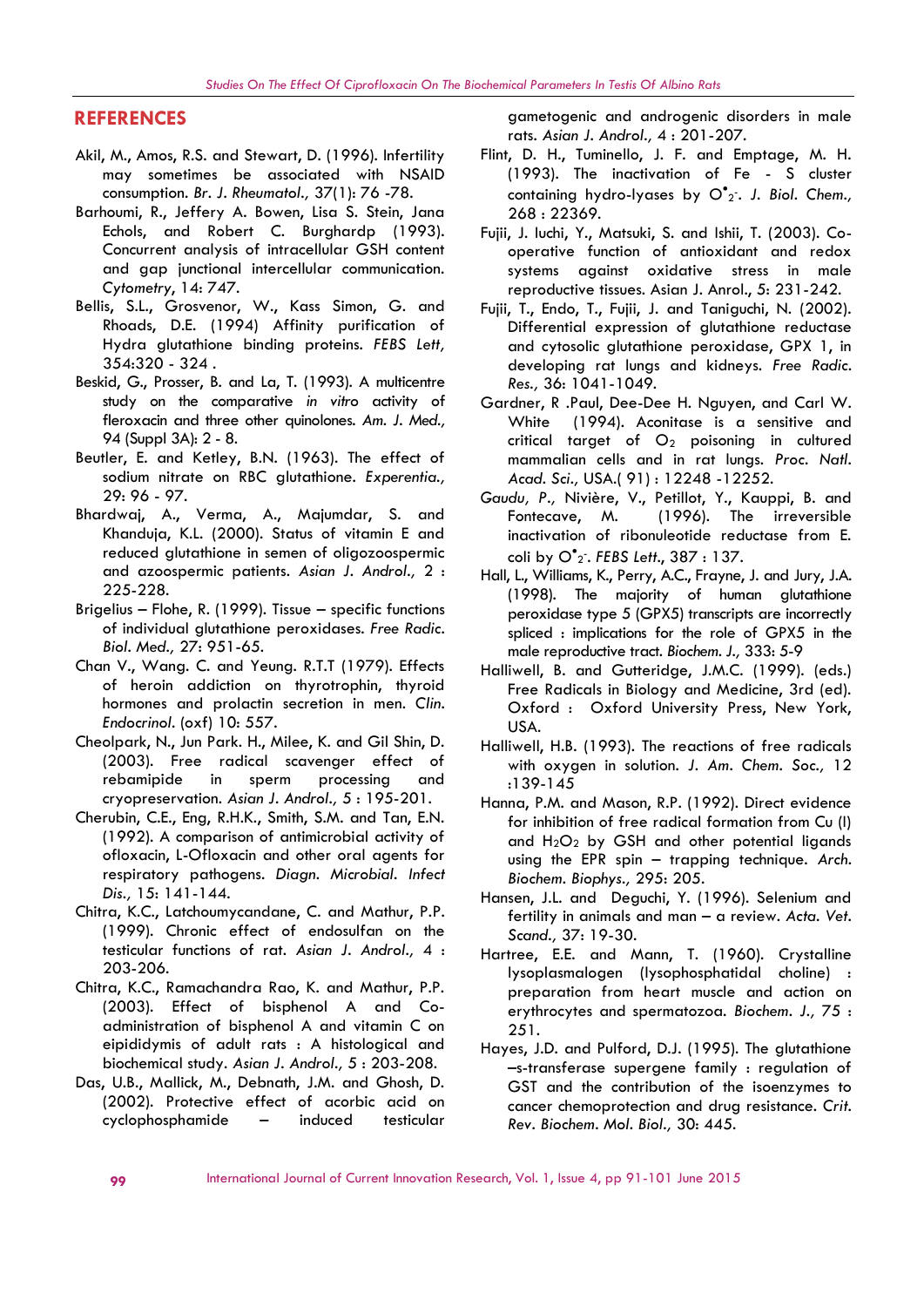## REFERENCES

Akil, M., Amos, R.S. and Stewart, D. (1996). Infertility may sometimes be associated with NSAID consumption. *Br. J. Rheumatol., 37*(1): 76 -78.

Barhoumi, R., Jeffery A. Bowen, Lisa S. Stein, Jana Echols, and Robert C. Burghardp (1993). Concurrent analysis of intracellular GSH content and gap junctional intercellular communication. *Cytometry*, 14: 747.

Bellis, S.L., Grosvenor, W., Kass Simon, G. and Rhoads, D.E. (1994) Affinity purification of Hydra glutathione binding proteins. *FEBS Lett,* 354:320 - 324 .

Beskid, G., Prosser, B. and La, T. (1993). A multicentre study on the comparative *in vitro* activity of fleroxacin and three other quinolones. *Am. J. Med.,* 94 (Suppl 3A): 2 - 8.

Beutler, E. and Ketley, B.N. (1963). The effect of sodium nitrate on RBC glutathione. *Experentia.,* 29: 96 - 97.

Bhardwaj, A., Verma, A., Majumdar, S. and Khanduja, K.L. (2000). Status of vitamin E and reduced glutathione in semen of oligozoospermic and azoospermic patients. *Asian J. Androl.,* 2 : 225-228.

Brigelius – Flohe, R. (1999). Tissue – specific functions of individual glutathione peroxidases. *Free Radic. Biol. Med., 27*: 951-65.

Chan V., Wang. C. and Yeung. R.T.T (1979). Effects of heroin addiction on thyrotrophin, thyroid hormones and prolactin secretion in men. *Clin. Endocrinol.* (oxf) 10: 557.

Cheolpark, N., Jun Park. H., Milee, K. and Gil Shin, D. (2003). Free radical scavenger effect of rebamipide in sperm processing and cryopreservation. *Asian J. Androl., 5* : 195-201.

Cherubin, C.E., Eng, R.H.K., Smith, S.M. and Tan, E.N. (1992). A comparison of antimicrobial activity of ofloxacin, L-Ofloxacin and other oral agents for respiratory pathogens. *Diagn. Microbial. Infect Dis.,* 15: 141-144.

Chitra, K.C., Latchoumycandane, C. and Mathur, P.P. (1999). Chronic effect of endosulfan on the testicular functions of rat. *Asian J. Androl., 4* : 203-206.

Chitra, K.C., Ramachandra Rao, K. and Mathur, P.P. (2003). Effect of bisphenol A and Co-administration of bisphenol A and vitamin C on eipididymis of adult rats : A histological and biochemical study. *Asian J. Androl., 5* : 203-208.

Das, U.B., Mallick, M., Debnath, J.M. and Ghosh, D. (2002). Protective effect of acorbic acid on cyclophosphamide – induced testicular gametogenic and androgenic disorders in male rats. *Asian J. Androl., 4* : 201-207.

Flint, D. H., Tuminello, J. F. and Emptage, M. H. (1993). The inactivation of Fe - S cluster containing hydro-lyases by $O_2^{\bullet -}$. *J. Biol. Chem.,* 268 : 22369.

Fujii, J. Iuchi, Y., Matsuki, S. and Ishii, T. (2003). Co-operative function of antioxidant and redox systems against oxidative stress in male reproductive tissues. Asian J. Anrol., 5: 231-242.

Fujii, T., Endo, T., Fujii, J. and Taniguchi, N. (2002). Differential expression of glutathione reductase and cytosolic glutathione peroxidase, GPX 1, in developing rat lungs and kidneys. *Free Radic. Res.,* 36: 1041-1049.

Gardner, R .Paul, Dee-Dee H. Nguyen, and Carl W. White (1994). Aconitase is a sensitive and critical target of $O_2$ poisoning in cultured mammalian cells and in rat lungs. *Proc. Natl. Acad. Sci.,* USA.( 91) : 12248 -12252.

*Gaudu, P.,* Nivière, V., Petillot, Y., Kauppi, B. and Fontecave, M. (1996). The irreversible inactivation of ribonuleotide reductase from E. coli by $O_2^{\bullet -}$. *FEBS Lett.,* 387 : 137.

Hall, L., Williams, K., Perry, A.C., Frayne, J. and Jury, J.A. (1998). The majority of human glutathione peroxidase type 5 (GPX5) transcripts are incorrectly spliced : implications for the role of GPX5 in the male reproductive tract. *Biochem. J.,* 333: 5-9

Halliwell, B. and Gutteridge, J.M.C. (1999). (eds.) Free Radicals in Biology and Medicine, 3rd (ed). Oxford : Oxford University Press, New York, USA.

Halliwell, H.B. (1993). The reactions of free radicals with oxygen in solution. *J. Am. Chem. Soc.,* 12 :139-145

Hanna, P.M. and Mason, R.P. (1992). Direct evidence for inhibition of free radical formation from Cu (I) and $H_2O_2$ by GSH and other potential ligands using the EPR spin – trapping technique. *Arch. Biochem. Biophys.,* 295: 205.

Hansen, J.L. and Deguchi, Y. (1996). Selenium and fertility in animals and man – a review. *Acta. Vet. Scand.,* 37: 19-30.

Hartree, E.E. and Mann, T. (1960). Crystalline lysoplasmalogen (lysophosphatidal choline) : preparation from heart muscle and action on erythrocytes and spermatozoa. *Biochem. J., 75* : 251.

Hayes, J.D. and Pulford, D.J. (1995). The glutathione –s-transferase supergene family : regulation of GST and the contribution of the isoenzymes to cancer chemoprotection and drug resistance. *Crit. Rev. Biochem. Mol. Biol.,* 30: 445.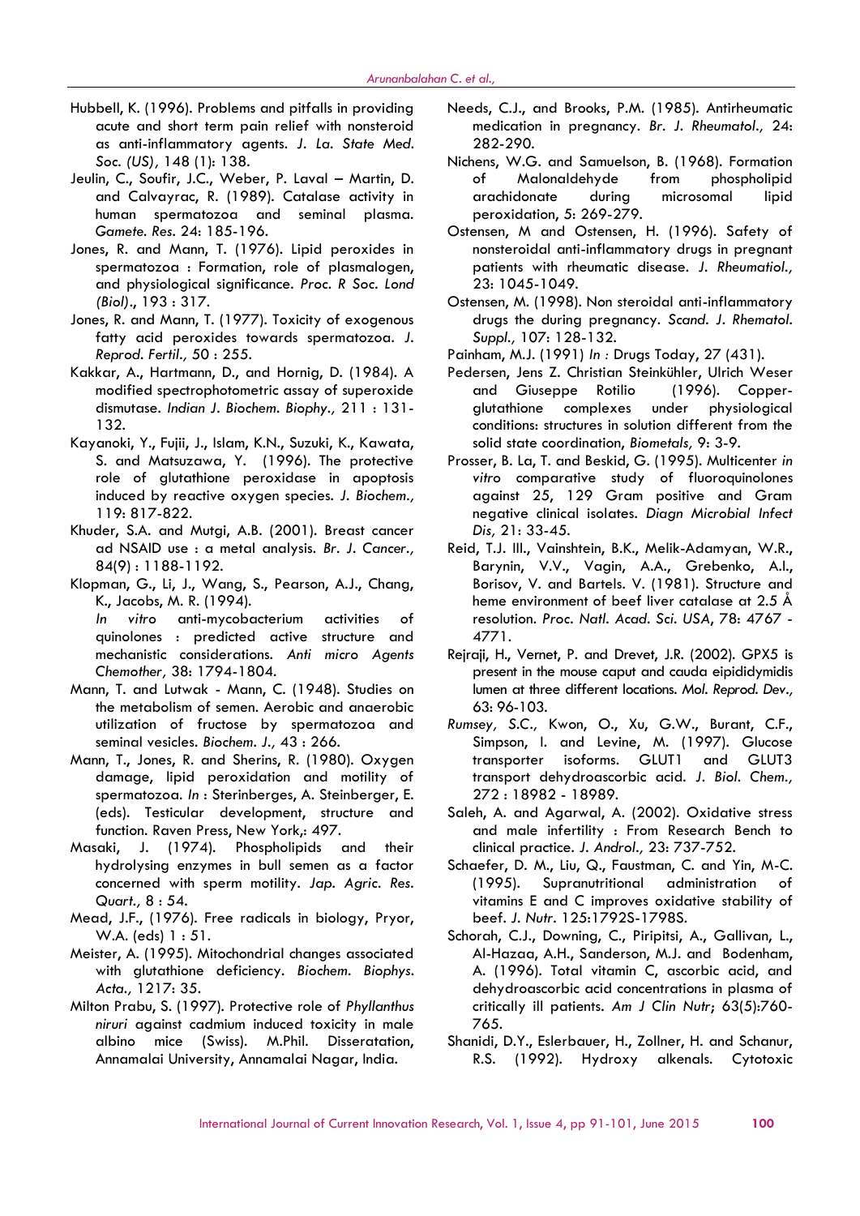Hubbell, K. (1996). Problems and pitfalls in providing acute and short term pain relief with nonsteroid as anti-inflammatory agents. *J. La. State Med. Soc. (US),* 148 (1): 138.

Jeulin, C., Soufir, J.C., Weber, P. Laval – Martin, D. and Calvayrac, R. (1989). Catalase activity in human spermatozoa and seminal plasma. *Gamete. Res.* 24: 185-196.

Jones, R. and Mann, T. (1976). Lipid peroxides in spermatozoa : Formation, role of plasmalogen, and physiological significance. *Proc. R Soc. Lond (Biol)*., 193 : 317.

Jones, R. and Mann, T. (1977). Toxicity of exogenous fatty acid peroxides towards spermatozoa. *J. Reprod. Fertil.,* 50 : 255.

Kakkar, A., Hartmann, D., and Hornig, D. (1984). A modified spectrophotometric assay of superoxide dismutase. *Indian J. Biochem. Biophy.,* 211 : 131-132.

Kayanoki, Y., Fujii, J., Islam, K.N., Suzuki, K., Kawata, S. and Matsuzawa, Y. (1996). The protective role of glutathione peroxidase in apoptosis induced by reactive oxygen species. *J. Biochem.,* 119: 817-822.

Khuder, S.A. and Mutgi, A.B. (2001). Breast cancer ad NSAID use : a metal analysis. *Br. J. Cancer.,* 84(9) : 1188-1192.

Klopman, G., Li, J., Wang, S., Pearson, A.J., Chang, K., Jacobs, M. R. (1994). *In vitro* anti-mycobacterium activities of quinolones : predicted active structure and mechanistic considerations. *Anti micro Agents Chemother,* 38: 1794-1804.

Mann, T. and Lutwak - Mann, C. (1948). Studies on the metabolism of semen. Aerobic and anaerobic utilization of fructose by spermatozoa and seminal vesicles. *Biochem. J.,* 43 : 266.

Mann, T., Jones, R. and Sherins, R. (1980). Oxygen damage, lipid peroxidation and motility of spermatozoa. *In* : Sterinberges, A. Steinberger, E. (eds). Testicular development, structure and function. Raven Press, New York,: 497.

Masaki, J. (1974). Phospholipids and their hydrolysing enzymes in bull semen as a factor concerned with sperm motility. *Jap. Agric. Res. Quart.,* 8 : 54.

Mead, J.F., (1976). Free radicals in biology, Pryor, W.A. (eds) 1 : 51.

Meister, A. (1995). Mitochondrial changes associated with glutathione deficiency. *Biochem. Biophys. Acta.,* 1217: 35.

Milton Prabu, S. (1997). Protective role of *Phyllanthus niruri* against cadmium induced toxicity in male albino mice (Swiss). M.Phil. Disseratation, Annamalai University, Annamalai Nagar, India.

Needs, C.J., and Brooks, P.M. (1985). Antirheumatic medication in pregnancy. *Br. J. Rheumatol.,* 24: 282-290.

Nichens, W.G. and Samuelson, B. (1968). Formation of Malonaldehyde from phospholipid arachidonate during microsomal lipid peroxidation, 5: 269-279.

Ostensen, M and Ostensen, H. (1996). Safety of nonsteroidal anti-inflammatory drugs in pregnant patients with rheumatic disease. *J. Rheumatiol.,* 23: 1045-1049.

Ostensen, M. (1998). Non steroidal anti-inflammatory drugs the during pregnancy. *Scand. J. Rhematol. Suppl.,* 107: 128-132.

Painham, M.J. (1991) *In :* Drugs Today, 27 (431).

Pedersen, Jens Z. Christian Steinkühler, Ulrich Weser and Giuseppe Rotilio (1996). Copper-glutathione complexes under physiological conditions: structures in solution different from the solid state coordination, *Biometals,* 9: 3-9.

Prosser, B. La, T. and Beskid, G. (1995). Multicenter *in vitro* comparative study of fluoroquinolones against 25, 129 Gram positive and Gram negative clinical isolates. *Diagn Microbial Infect Dis,* 21: 33-45.

Reid, T.J. III., Vainshtein, B.K., Melik-Adamyan, W.R., Barynin, V.V., Vagin, A.A., Grebenko, A.I., Borisov, V. and Bartels. V. (1981). Structure and heme environment of beef liver catalase at 2.5 Å resolution. *Proc. Natl. Acad. Sci. USA*, 78: 4767 - 4771.

Rejraji, H., Vernet, P. and Drevet, J.R. (2002). GPX5 is present in the mouse caput and cauda eipididymidis lumen at three different locations. *Mol. Reprod. Dev.,* 63: 96-103.

*Rumsey,* S.C., Kwon, O., Xu, G.W., Burant, C.F., Simpson, I. and Levine, M. (1997). Glucose transporter isoforms. GLUT1 and GLUT3 transport dehydroascorbic acid. *J. Biol. Chem.,* 272 : 18982 - 18989.

Saleh, A. and Agarwal, A. (2002). Oxidative stress and male infertility : From Research Bench to clinical practice. *J. Androl.,* 23: 737-752.

Schaefer, D. M., Liu, Q., Faustman, C. and Yin, M-C. (1995). Supranutritional administration of vitamins E and C improves oxidative stability of beef. *J. Nutr*. 125:1792S-1798S.

Schorah, C.J., Downing, C., Piripitsi, A., Gallivan, L., Al-Hazaa, A.H., Sanderson, M.J. and Bodenham, A. (1996). Total vitamin C, ascorbic acid, and dehydroascorbic acid concentrations in plasma of critically ill patients. *Am J Clin Nutr*; 63(5):760-765.

Shanidi, D.Y., Eslerbauer, H., Zollner, H. and Schanur, R.S. (1992). Hydroxy alkenals. Cytotoxic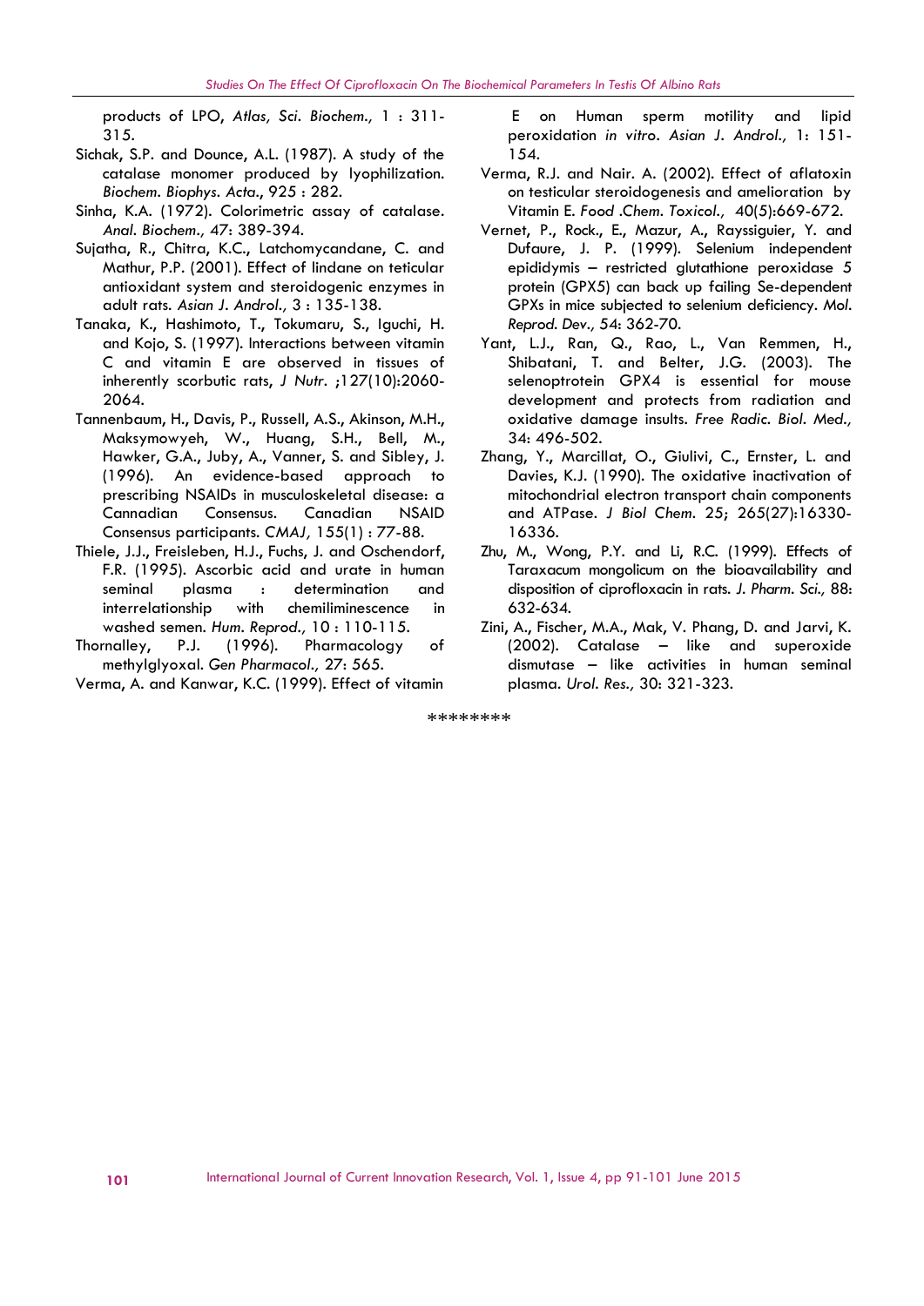products of LPO, *Atlas, Sci. Biochem.,* 1 : 311-315.

Sichak, S.P. and Dounce, A.L. (1987). A study of the catalase monomer produced by lyophilization. *Biochem. Biophys. Acta*., 925 : 282.

Sinha, K.A. (1972). Colorimetric assay of catalase. *Anal. Biochem.,* 47: 389-394.

Sujatha, R., Chitra, K.C., Latchomycandane, C. and Mathur, P.P. (2001). Effect of lindane on teticular antioxidant system and steroidogenic enzymes in adult rats. *Asian J. Androl.,* 3 : 135-138.

Tanaka, K., Hashimoto, T., Tokumaru, S., Iguchi, H. and Kojo, S. (1997). Interactions between vitamin C and vitamin E are observed in tissues of inherently scorbutic rats, *J Nutr.* ;127(10):2060-2064.

Tannenbaum, H., Davis, P., Russell, A.S., Akinson, M.H., Maksymowyeh, W., Huang, S.H., Bell, M., Hawker, G.A., Juby, A., Vanner, S. and Sibley, J. (1996). An evidence-based approach to prescribing NSAIDs in musculoskeletal disease: a Cannadian Consensus. Canadian NSAID Consensus participants. *CMAJ,* 155(1) : 77-88.

Thiele, J.J., Freisleben, H.J., Fuchs, J. and Oschendorf, F.R. (1995). Ascorbic acid and urate in human seminal plasma : determination and interrelationship with chemiliminescence in washed semen. *Hum. Reprod.,* 10 : 110-115.

Thornalley, P.J. (1996). Pharmacology of methylglyoxal. *Gen Pharmacol.,* 27: 565.

Verma, A. and Kanwar, K.C. (1999). Effect of vitamin E on Human sperm motility and lipid peroxidation *in vitro*. *Asian J. Androl.,* 1: 151-154.

Verma, R.J. and Nair. A. (2002). Effect of aflatoxin on testicular steroidogenesis and amelioration by Vitamin E. *Food .Chem. Toxicol.,* 40(5):669-672.

Vernet, P., Rock., E., Mazur, A., Rayssiguier, Y. and Dufaure, J. P. (1999). Selenium independent epididymis – restricted glutathione peroxidase 5 protein (GPX5) can back up failing Se-dependent GPXs in mice subjected to selenium deficiency. *Mol. Reprod. Dev.,* 54: 362-70.

Yant, L.J., Ran, Q., Rao, L., Van Remmen, H., Shibatani, T. and Belter, J.G. (2003). The selenoptrotein GPX4 is essential for mouse development and protects from radiation and oxidative damage insults. *Free Radic. Biol. Med.,* 34: 496-502.

Zhang, Y., Marcillat, O., Giulivi, C., Ernster, L. and Davies, K.J. (1990). The oxidative inactivation of mitochondrial electron transport chain components and ATPase. *J Biol Chem.* 25; 265(27):16330-16336.

Zhu, M., Wong, P.Y. and Li, R.C. (1999). Effects of Taraxacum mongolicum on the bioavailability and disposition of ciprofloxacin in rats. *J. Pharm. Sci.,* 88: 632-634.

Zini, A., Fischer, M.A., Mak, V. Phang, D. and Jarvi, K. (2002). Catalase – like and superoxide dismutase – like activities in human seminal plasma. *Urol. Res.,* 30: 321-323.

********